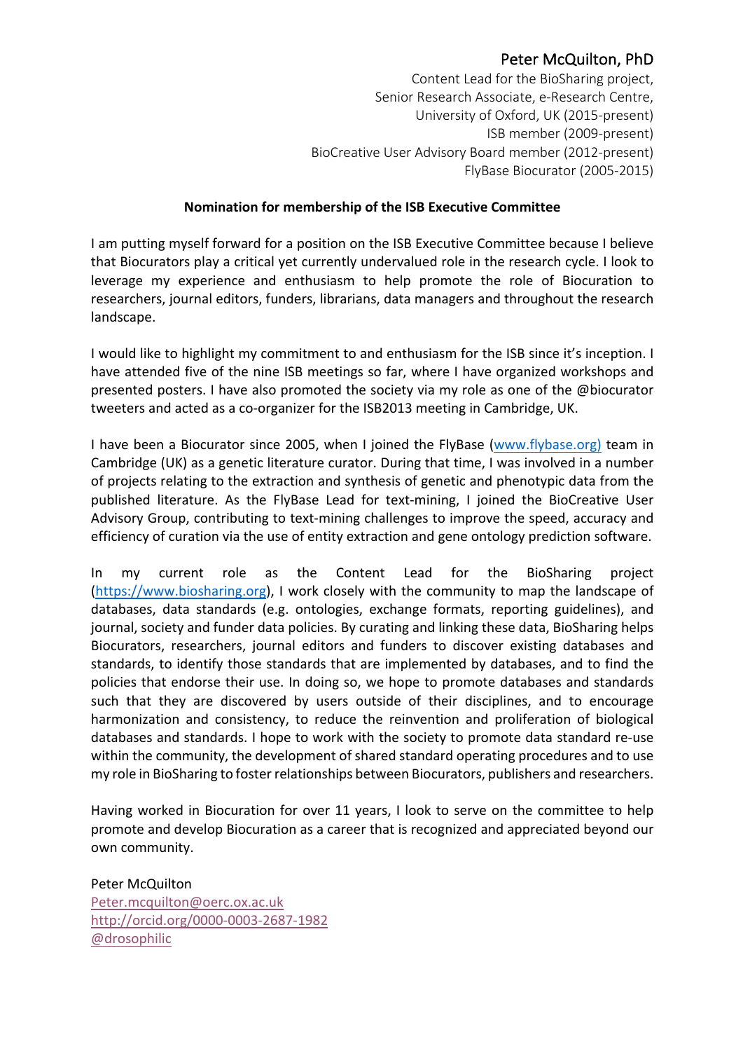Peter McQuilton, PhD

Content Lead for the BioSharing project,
Senior Research Associate, e-Research Centre,
University of Oxford, UK (2015-present)
ISB member (2009-present)
BioCreative User Advisory Board member (2012-present)
FlyBase Biocurator (2005-2015)

**Nomination for membership of the ISB Executive Committee**

I am putting myself forward for a position on the ISB Executive Committee because I believe that Biocurators play a critical yet currently undervalued role in the research cycle. I look to leverage my experience and enthusiasm to help promote the role of Biocuration to researchers, journal editors, funders, librarians, data managers and throughout the research landscape.

I would like to highlight my commitment to and enthusiasm for the ISB since it's inception. I have attended five of the nine ISB meetings so far, where I have organized workshops and presented posters. I have also promoted the society via my role as one of the @biocurator tweeters and acted as a co-organizer for the ISB2013 meeting in Cambridge, UK.

I have been a Biocurator since 2005, when I joined the FlyBase (www.flybase.org) team in Cambridge (UK) as a genetic literature curator. During that time, I was involved in a number of projects relating to the extraction and synthesis of genetic and phenotypic data from the published literature. As the FlyBase Lead for text-mining, I joined the BioCreative User Advisory Group, contributing to text-mining challenges to improve the speed, accuracy and efficiency of curation via the use of entity extraction and gene ontology prediction software.

In my current role as the Content Lead for the BioSharing project (https://www.biosharing.org), I work closely with the community to map the landscape of databases, data standards (e.g. ontologies, exchange formats, reporting guidelines), and journal, society and funder data policies. By curating and linking these data, BioSharing helps Biocurators, researchers, journal editors and funders to discover existing databases and standards, to identify those standards that are implemented by databases, and to find the policies that endorse their use. In doing so, we hope to promote databases and standards such that they are discovered by users outside of their disciplines, and to encourage harmonization and consistency, to reduce the reinvention and proliferation of biological databases and standards. I hope to work with the society to promote data standard re-use within the community, the development of shared standard operating procedures and to use my role in BioSharing to foster relationships between Biocurators, publishers and researchers.

Having worked in Biocuration for over 11 years, I look to serve on the committee to help promote and develop Biocuration as a career that is recognized and appreciated beyond our own community.

Peter McQuilton
Peter.mcquilton@oerc.ox.ac.uk
http://orcid.org/0000-0003-2687-1982
@drosophilic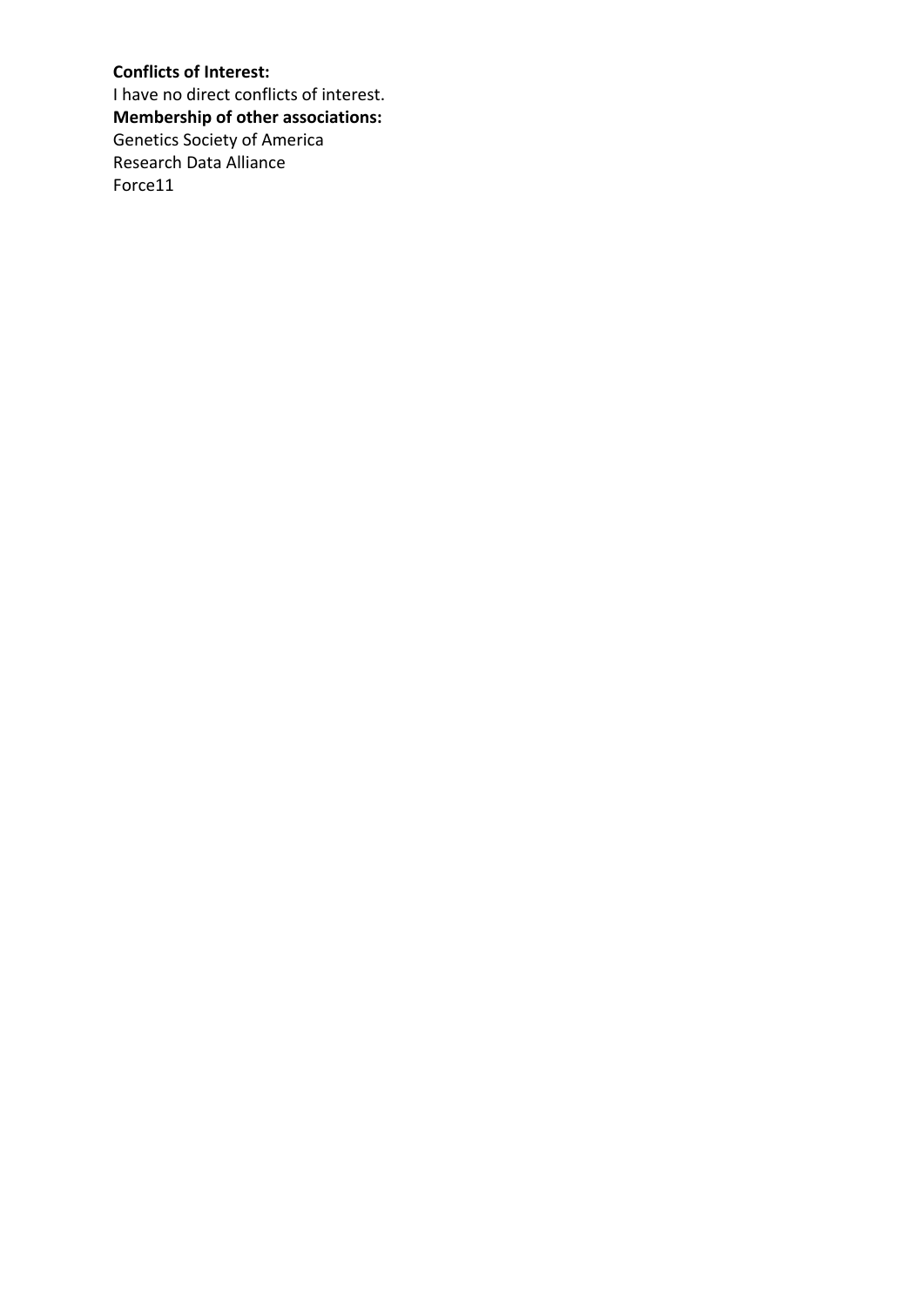**Conflicts of Interest:**
I have no direct conflicts of interest.
**Membership of other associations:**
Genetics Society of America
Research Data Alliance
Force11